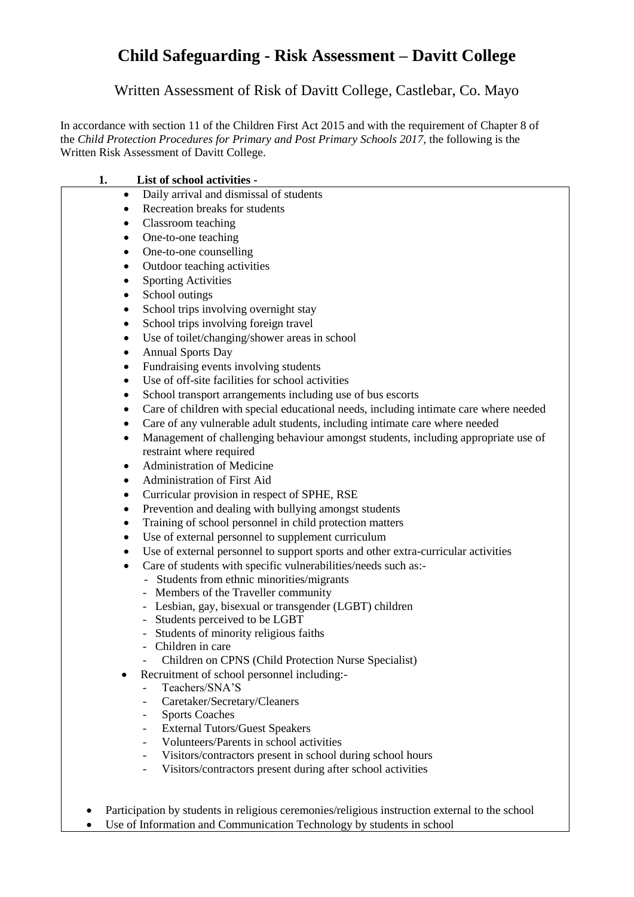# Child Safeguarding - Risk Assessment – Davitt College

Written Assessment of Risk of Davitt College, Castlebar, Co. Mayo

In accordance with section 11 of the Children First Act 2015 and with the requirement of Chapter 8 of the *Child Protection Procedures for Primary and Post Primary Schools 2017*, the following is the Written Risk Assessment of Davitt College.

## 1. List of school activities -

- Daily arrival and dismissal of students
- Recreation breaks for students
- Classroom teaching
- One-to-one teaching
- One-to-one counselling
- Outdoor teaching activities
- Sporting Activities
- School outings
- School trips involving overnight stay
- School trips involving foreign travel
- Use of toilet/changing/shower areas in school
- Annual Sports Day
- Fundraising events involving students
- Use of off-site facilities for school activities
- School transport arrangements including use of bus escorts
- Care of children with special educational needs, including intimate care where needed
- Care of any vulnerable adult students, including intimate care where needed
- Management of challenging behaviour amongst students, including appropriate use of restraint where required
- Administration of Medicine
- Administration of First Aid
- Curricular provision in respect of SPHE, RSE
- Prevention and dealing with bullying amongst students
- Training of school personnel in child protection matters
- Use of external personnel to supplement curriculum
- Use of external personnel to support sports and other extra-curricular activities
- Care of students with specific vulnerabilities/needs such as:-
  - Students from ethnic minorities/migrants
  - Members of the Traveller community
  - Lesbian, gay, bisexual or transgender (LGBT) children
  - Students perceived to be LGBT
  - Students of minority religious faiths
  - Children in care
  - Children on CPNS (Child Protection Nurse Specialist)
- Recruitment of school personnel including:-
  - Teachers/SNA'S
  - Caretaker/Secretary/Cleaners
  - Sports Coaches
  - External Tutors/Guest Speakers
  - Volunteers/Parents in school activities
  - Visitors/contractors present in school during school hours
  - Visitors/contractors present during after school activities
- Participation by students in religious ceremonies/religious instruction external to the school
- Use of Information and Communication Technology by students in school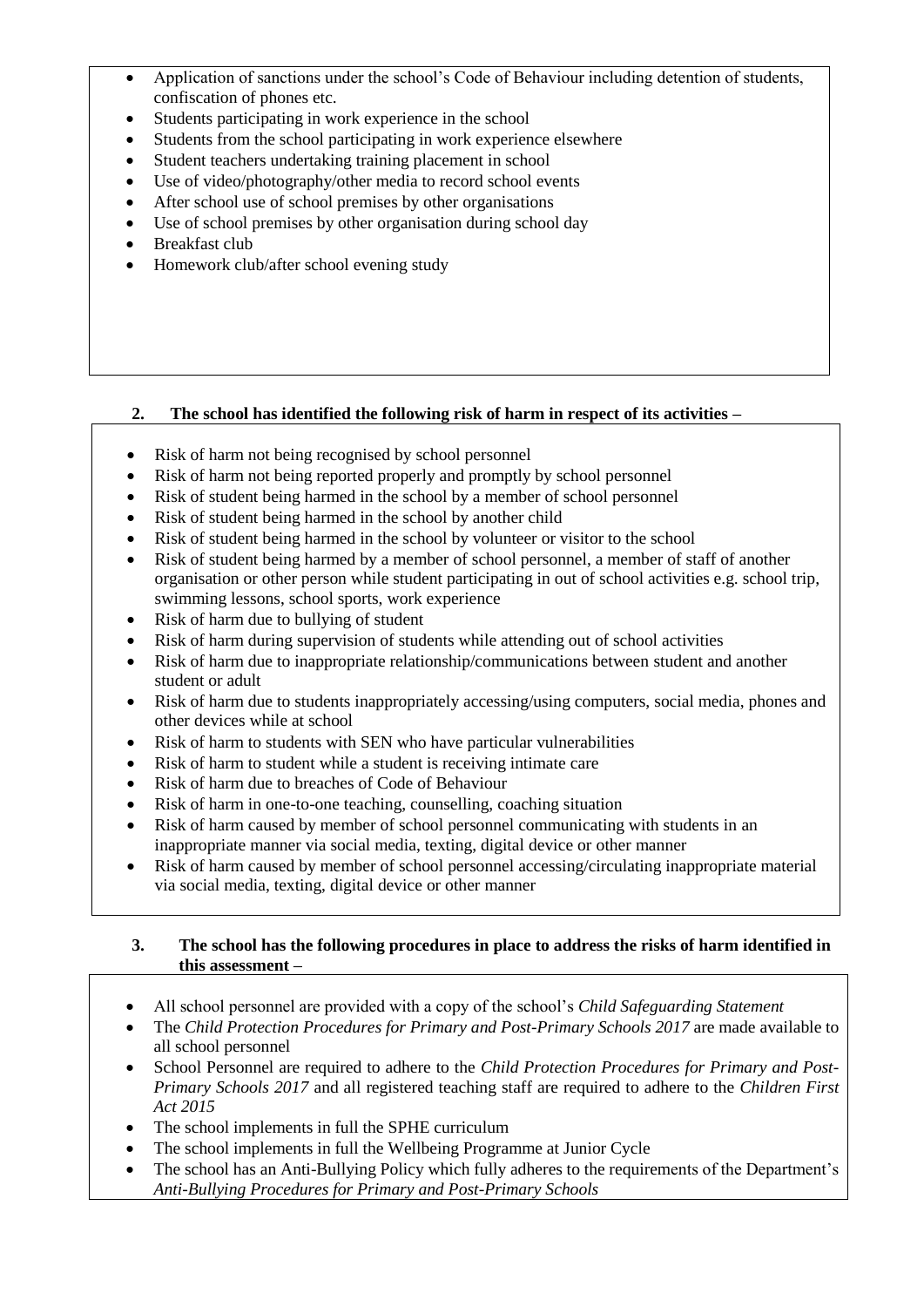- Application of sanctions under the school's Code of Behaviour including detention of students, confiscation of phones etc.
- Students participating in work experience in the school
- Students from the school participating in work experience elsewhere
- Student teachers undertaking training placement in school
- Use of video/photography/other media to record school events
- After school use of school premises by other organisations
- Use of school premises by other organisation during school day
- Breakfast club
- Homework club/after school evening study

**2. The school has identified the following risk of harm in respect of its activities –**

- Risk of harm not being recognised by school personnel
- Risk of harm not being reported properly and promptly by school personnel
- Risk of student being harmed in the school by a member of school personnel
- Risk of student being harmed in the school by another child
- Risk of student being harmed in the school by volunteer or visitor to the school
- Risk of student being harmed by a member of school personnel, a member of staff of another organisation or other person while student participating in out of school activities e.g. school trip, swimming lessons, school sports, work experience
- Risk of harm due to bullying of student
- Risk of harm during supervision of students while attending out of school activities
- Risk of harm due to inappropriate relationship/communications between student and another student or adult
- Risk of harm due to students inappropriately accessing/using computers, social media, phones and other devices while at school
- Risk of harm to students with SEN who have particular vulnerabilities
- Risk of harm to student while a student is receiving intimate care
- Risk of harm due to breaches of Code of Behaviour
- Risk of harm in one-to-one teaching, counselling, coaching situation
- Risk of harm caused by member of school personnel communicating with students in an inappropriate manner via social media, texting, digital device or other manner
- Risk of harm caused by member of school personnel accessing/circulating inappropriate material via social media, texting, digital device or other manner

**3. The school has the following procedures in place to address the risks of harm identified in this assessment –**

- All school personnel are provided with a copy of the school's *Child Safeguarding Statement*
- The *Child Protection Procedures for Primary and Post-Primary Schools 2017* are made available to all school personnel
- School Personnel are required to adhere to the *Child Protection Procedures for Primary and Post-Primary Schools 2017* and all registered teaching staff are required to adhere to the *Children First Act 2015*
- The school implements in full the SPHE curriculum
- The school implements in full the Wellbeing Programme at Junior Cycle
- The school has an Anti-Bullying Policy which fully adheres to the requirements of the Department's *Anti-Bullying Procedures for Primary and Post-Primary Schools*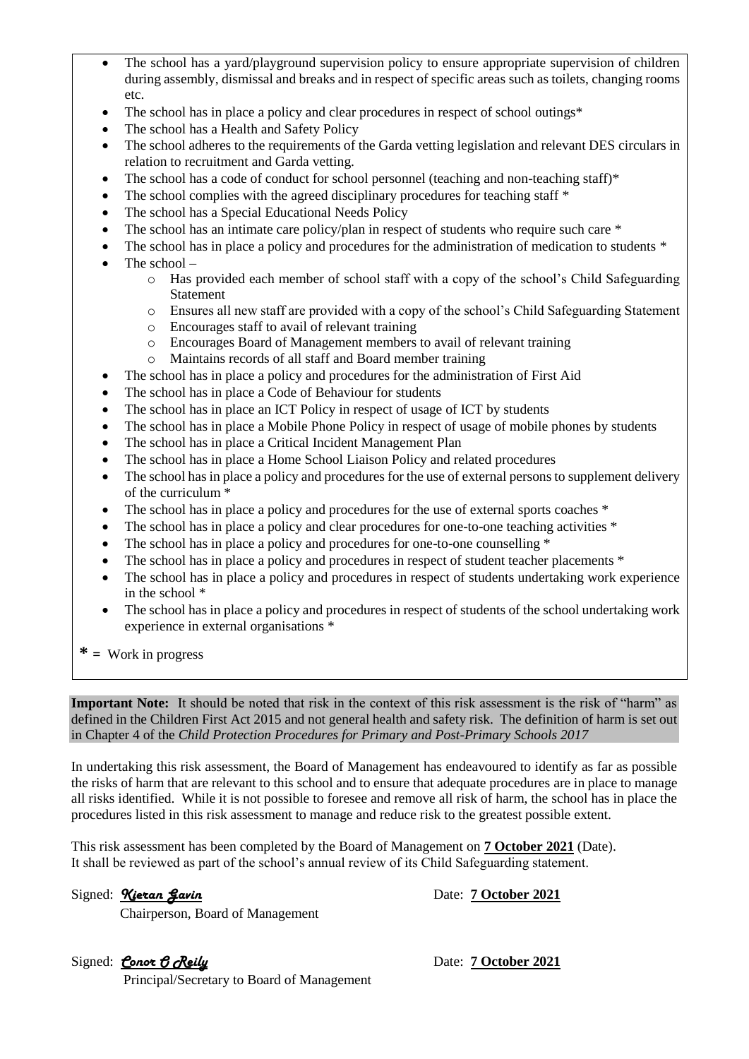- The school has a yard/playground supervision policy to ensure appropriate supervision of children during assembly, dismissal and breaks and in respect of specific areas such as toilets, changing rooms etc.
- The school has in place a policy and clear procedures in respect of school outings*
- The school has a Health and Safety Policy
- The school adheres to the requirements of the Garda vetting legislation and relevant DES circulars in relation to recruitment and Garda vetting.
- The school has a code of conduct for school personnel (teaching and non-teaching staff)*
- The school complies with the agreed disciplinary procedures for teaching staff *
- The school has a Special Educational Needs Policy
- The school has an intimate care policy/plan in respect of students who require such care *
- The school has in place a policy and procedures for the administration of medication to students *
- The school –
  - Has provided each member of school staff with a copy of the school's Child Safeguarding Statement
  - Ensures all new staff are provided with a copy of the school's Child Safeguarding Statement
  - Encourages staff to avail of relevant training
  - Encourages Board of Management members to avail of relevant training
  - Maintains records of all staff and Board member training
- The school has in place a policy and procedures for the administration of First Aid
- The school has in place a Code of Behaviour for students
- The school has in place an ICT Policy in respect of usage of ICT by students
- The school has in place a Mobile Phone Policy in respect of usage of mobile phones by students
- The school has in place a Critical Incident Management Plan
- The school has in place a Home School Liaison Policy and related procedures
- The school has in place a policy and procedures for the use of external persons to supplement delivery of the curriculum *
- The school has in place a policy and procedures for the use of external sports coaches *
- The school has in place a policy and clear procedures for one-to-one teaching activities *
- The school has in place a policy and procedures for one-to-one counselling *
- The school has in place a policy and procedures in respect of student teacher placements *
- The school has in place a policy and procedures in respect of students undertaking work experience in the school *
- The school has in place a policy and procedures in respect of students of the school undertaking work experience in external organisations *

**\*** = Work in progress

**Important Note:** It should be noted that risk in the context of this risk assessment is the risk of "harm" as defined in the Children First Act 2015 and not general health and safety risk. The definition of harm is set out in Chapter 4 of the *Child Protection Procedures for Primary and Post-Primary Schools 2017*

In undertaking this risk assessment, the Board of Management has endeavoured to identify as far as possible the risks of harm that are relevant to this school and to ensure that adequate procedures are in place to manage all risks identified. While it is not possible to foresee and remove all risk of harm, the school has in place the procedures listed in this risk assessment to manage and reduce risk to the greatest possible extent.

This risk assessment has been completed by the Board of Management on **7 October 2021** (Date).
It shall be reviewed as part of the school's annual review of its Child Safeguarding statement.

Signed: *Kieran Gavin* Date: **7 October 2021**
Chairperson, Board of Management

Signed: *Conor O Reily* Date: **7 October 2021**
Principal/Secretary to Board of Management